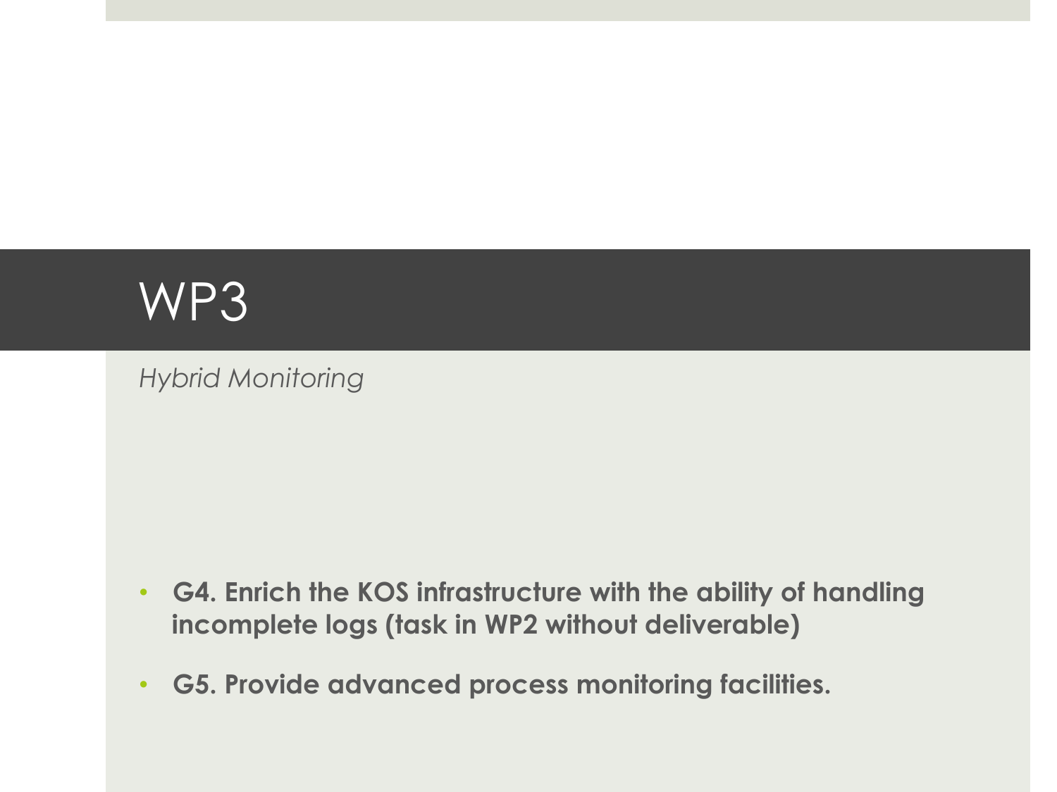# WP3

*Hybrid Monitoring*

- **G4. Enrich the KOS infrastructure with the ability of handling incomplete logs (task in WP2 without deliverable)**
- **G5. Provide advanced process monitoring facilities.**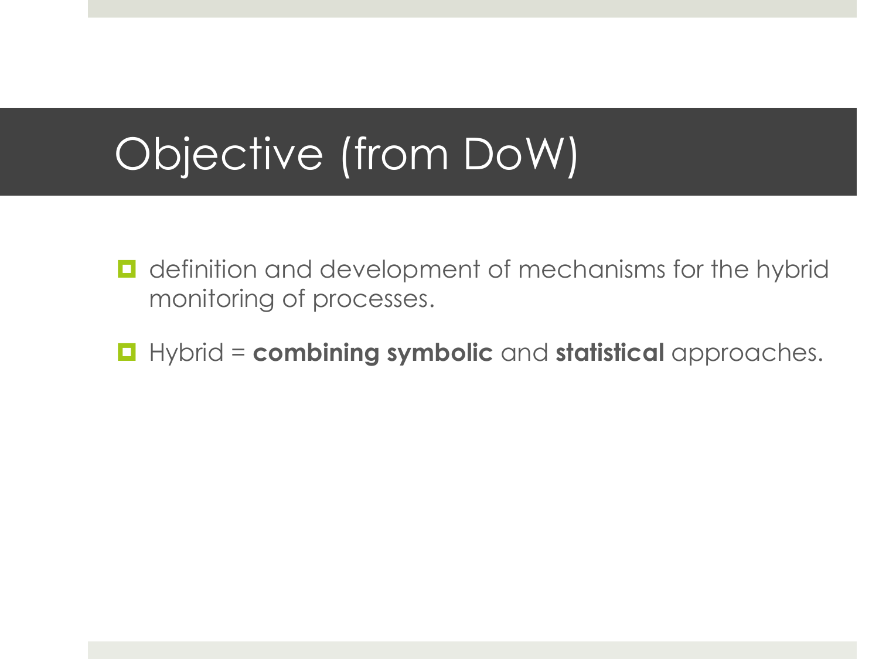# Objective (from DoW)

- definition and development of mechanisms for the hybrid monitoring of processes.
- Hybrid = **combining symbolic** and **statistical** approaches.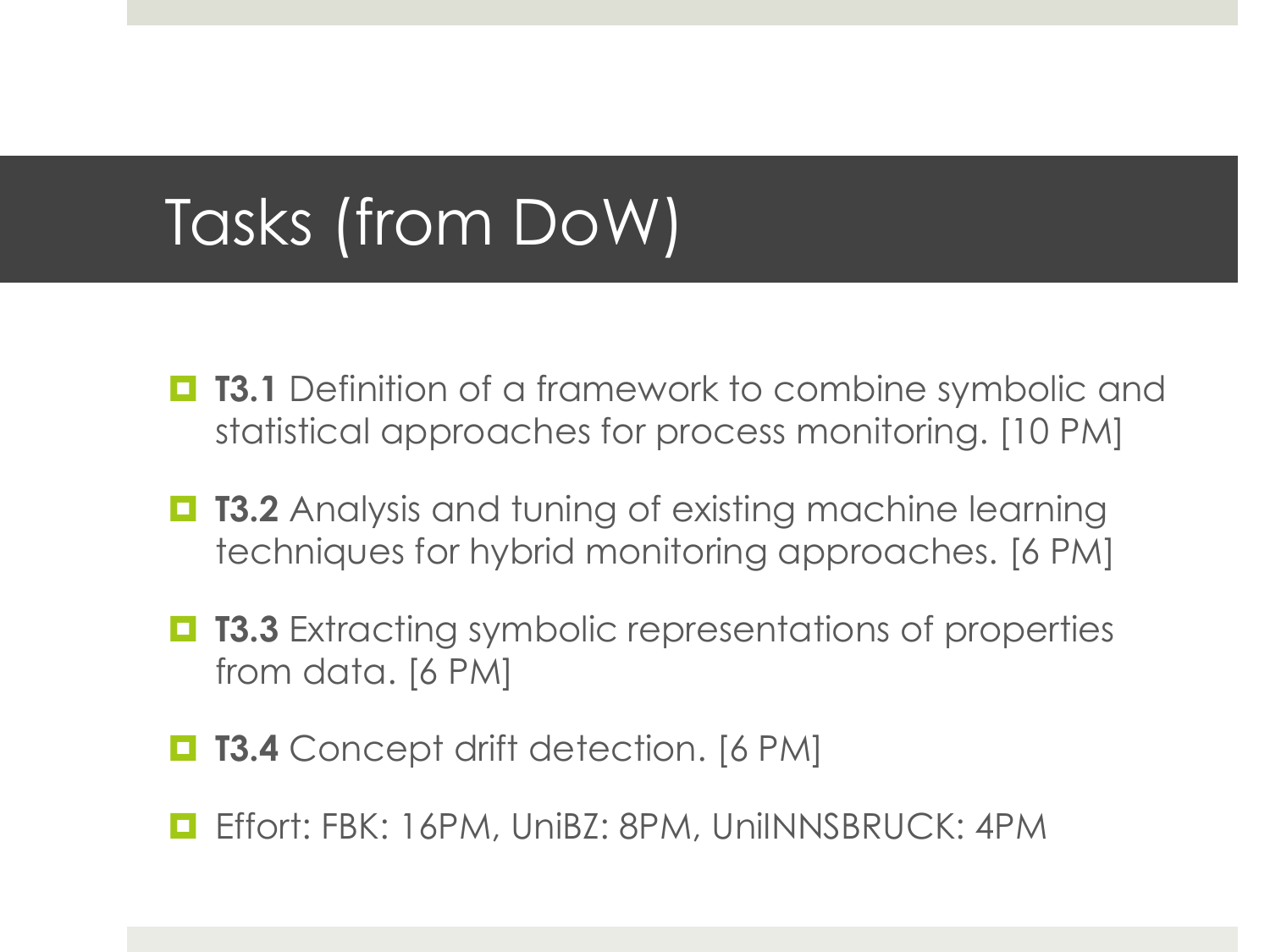# Tasks (from DoW)

- **T3.1** Definition of a framework to combine symbolic and statistical approaches for process monitoring. [10 PM]
- **T3.2** Analysis and tuning of existing machine learning techniques for hybrid monitoring approaches. [6 PM]
- **T3.3** Extracting symbolic representations of properties from data. [6 PM]
- **T3.4** Concept drift detection. [6 PM]
- Effort: FBK: 16PM, UniBZ: 8PM, UniINNSBRUCK: 4PM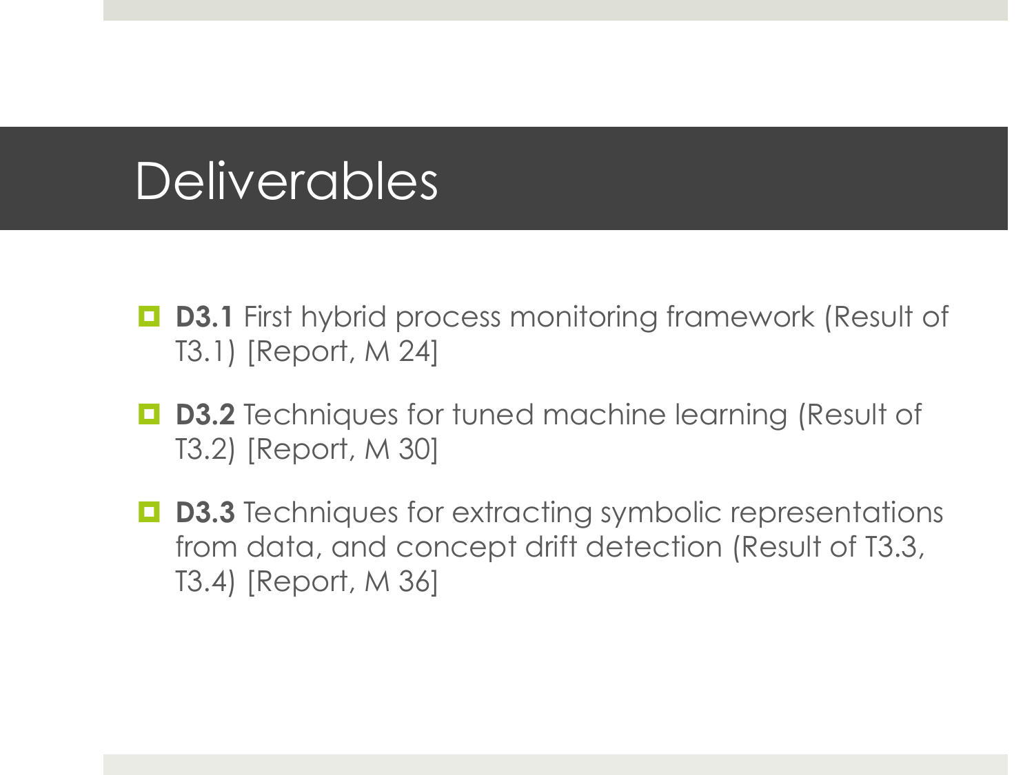# Deliverables

- **D3.1** First hybrid process monitoring framework (Result of T3.1) [Report, M 24]
- **D3.2** Techniques for tuned machine learning (Result of T3.2) [Report, M 30]
- **D3.3** Techniques for extracting symbolic representations from data, and concept drift detection (Result of T3.3, T3.4) [Report, M 36]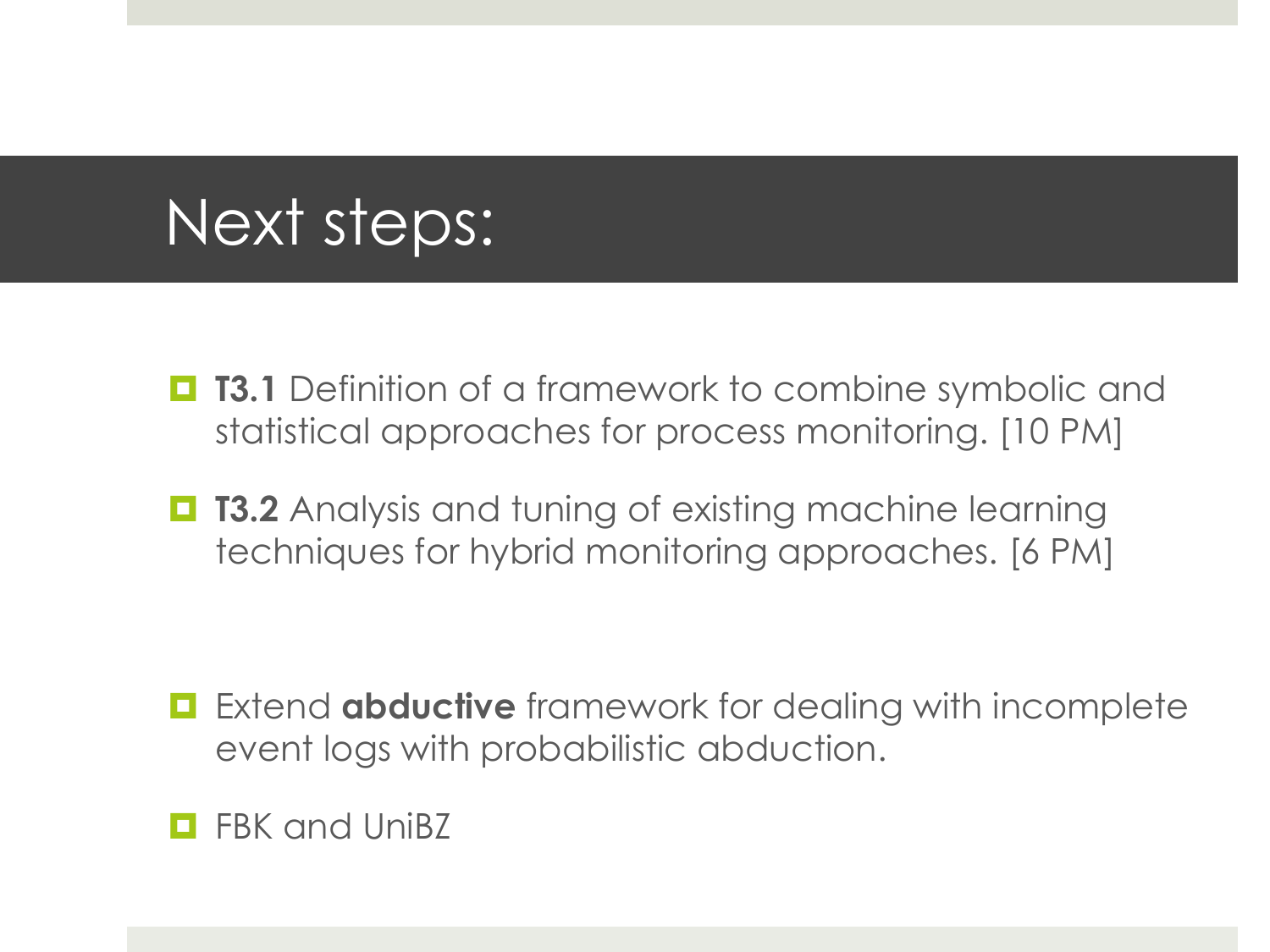# Next steps:

- **T3.1** Definition of a framework to combine symbolic and statistical approaches for process monitoring. [10 PM]
- **T3.2** Analysis and tuning of existing machine learning techniques for hybrid monitoring approaches. [6 PM]

- Extend **abductive** framework for dealing with incomplete event logs with probabilistic abduction.
- FBK and UniBZ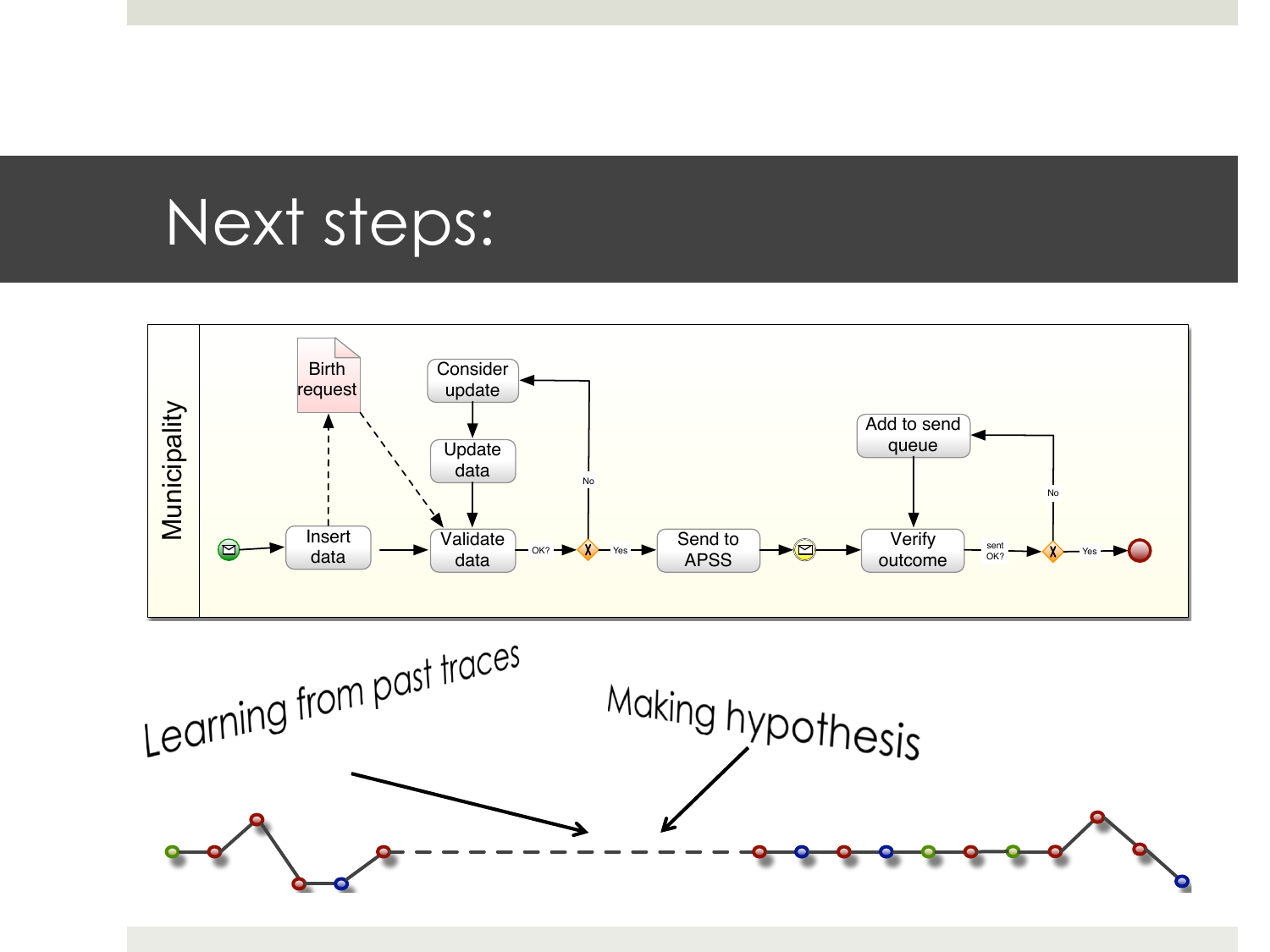# Next steps:

Municipality

Birth request

Insert data

Consider update

Update data

Validate data

OK?

No

Yes

Send to APSS

Add to send queue

Verify outcome

sent OK?

No

Yes

Learning from past traces

Making hypothesis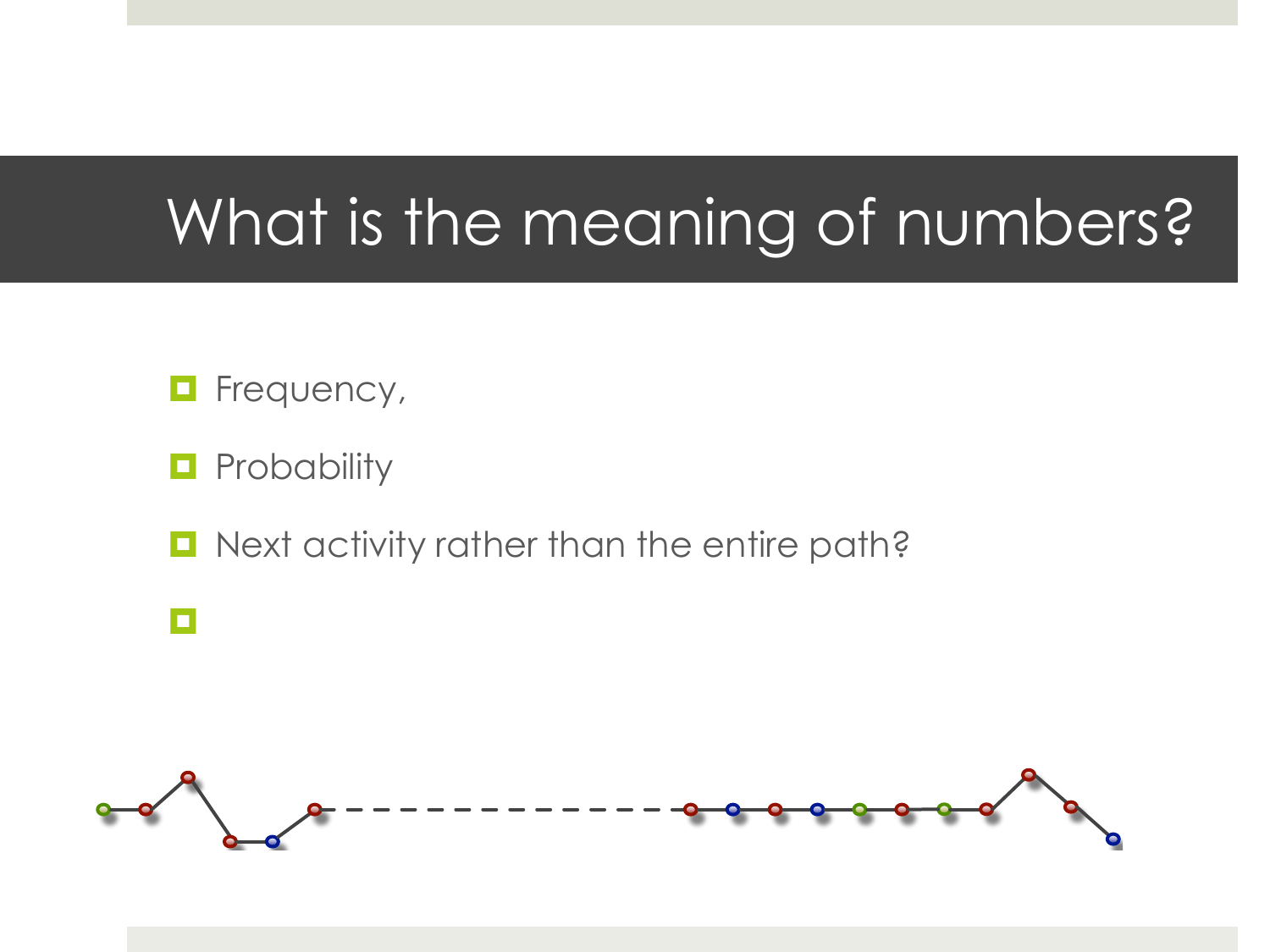# What is the meaning of numbers?

- Frequency,
- Probability
- Next activity rather than the entire path?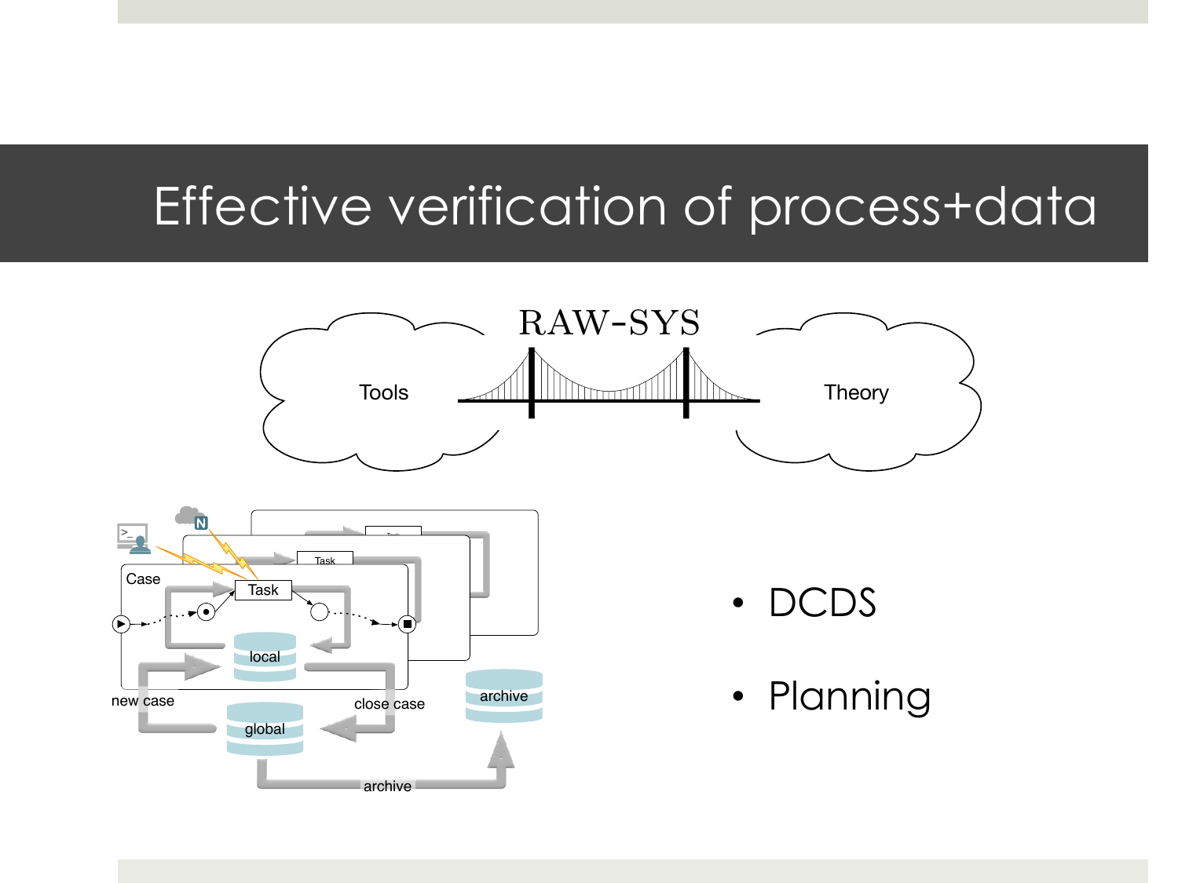# Effective verification of process+data

RAW-SYS

Tools

Theory

Case

Task

local

new case

close case

global

archive

archive

- DCDS
- Planning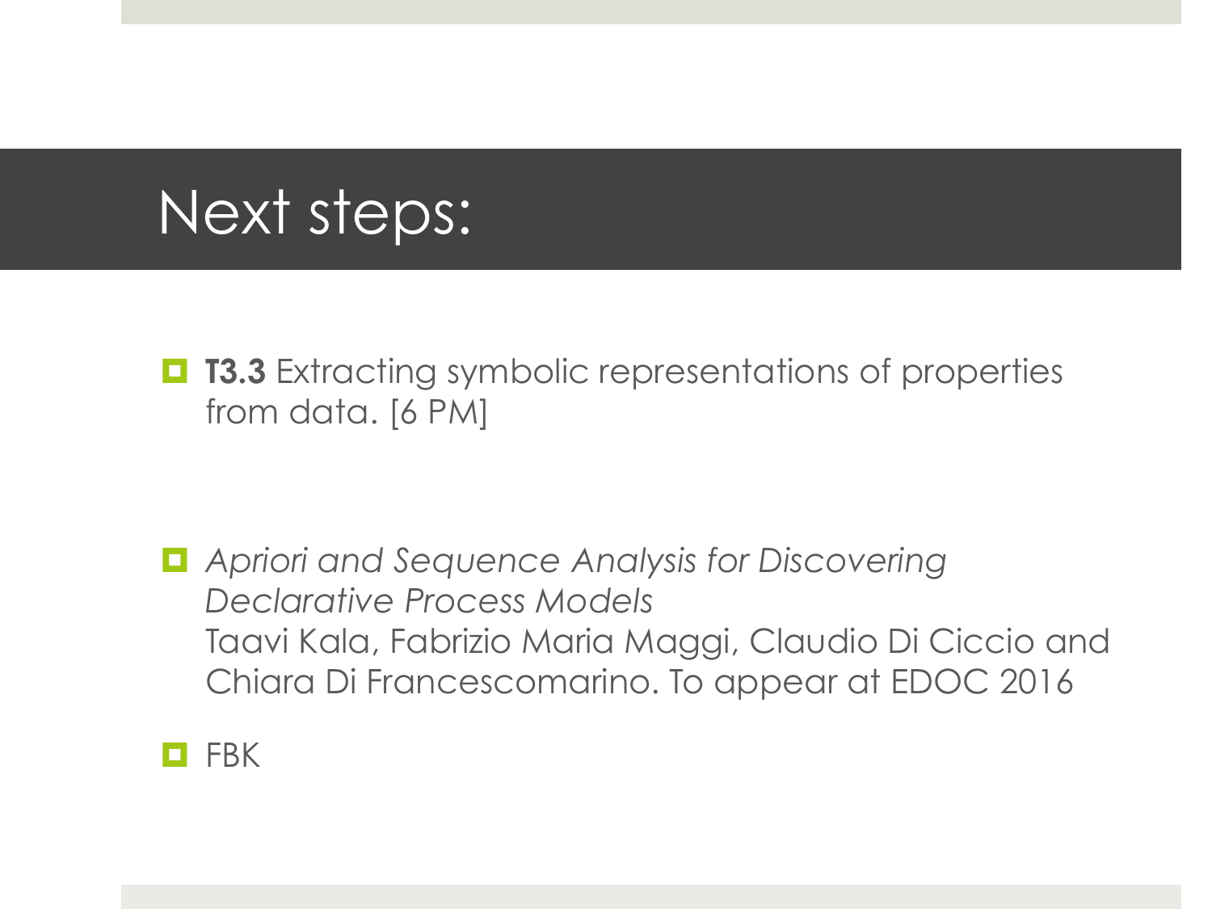# Next steps:

- **T3.3** Extracting symbolic representations of properties from data. [6 PM]

- *Apriori and Sequence Analysis for Discovering Declarative Process Models*
  Taavi Kala, Fabrizio Maria Maggi, Claudio Di Ciccio and Chiara Di Francescomarino. To appear at EDOC 2016

- FBK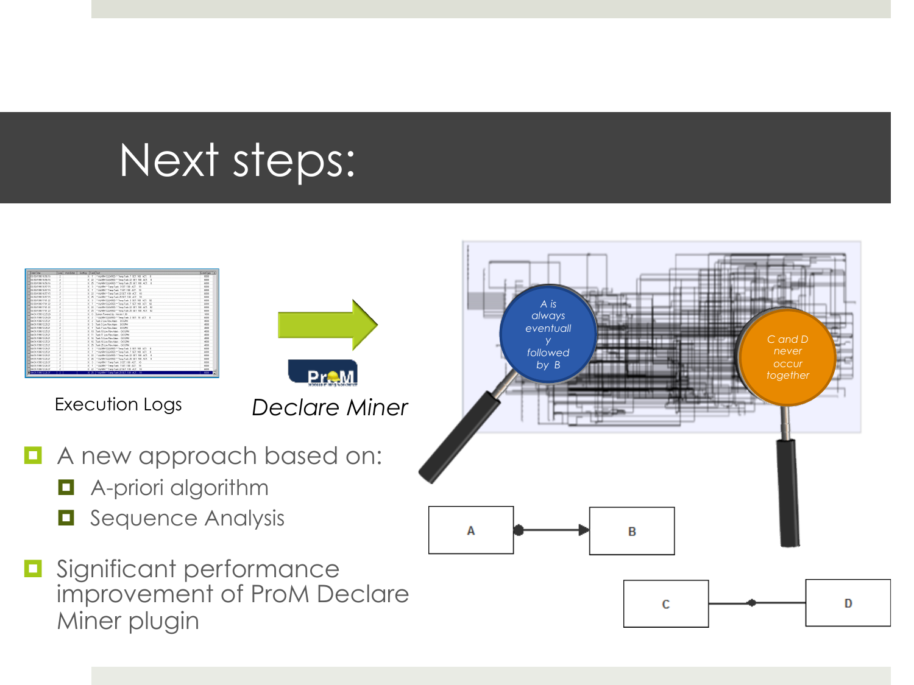# Next steps:

Execution Logs

*Declare Miner*

- A new approach based on:
  - A-priori algorithm
  - Sequence Analysis
- Significant performance improvement of ProM Declare Miner plugin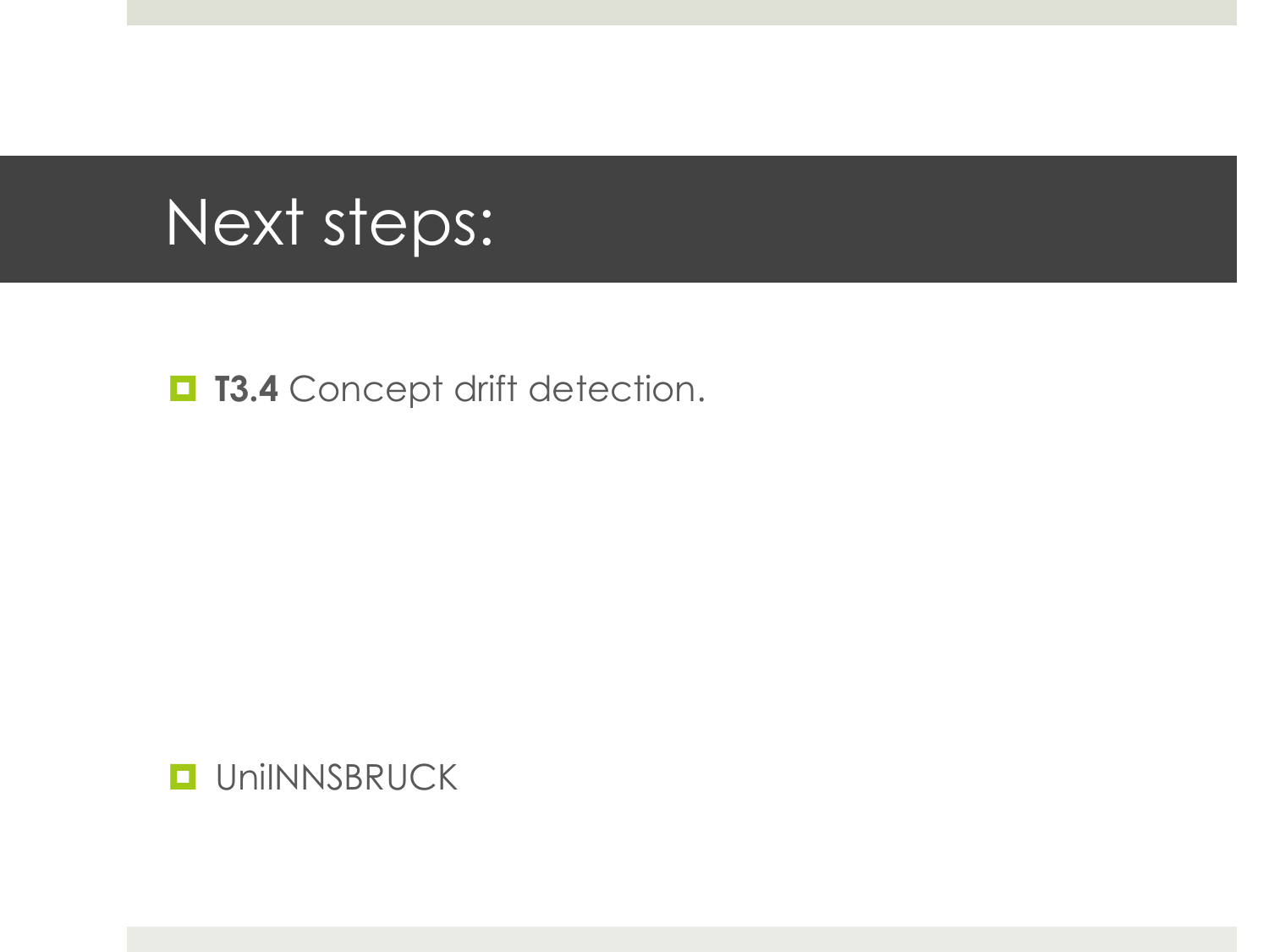# Next steps:

- **T3.4** Concept drift detection.

- UniINNSBRUCK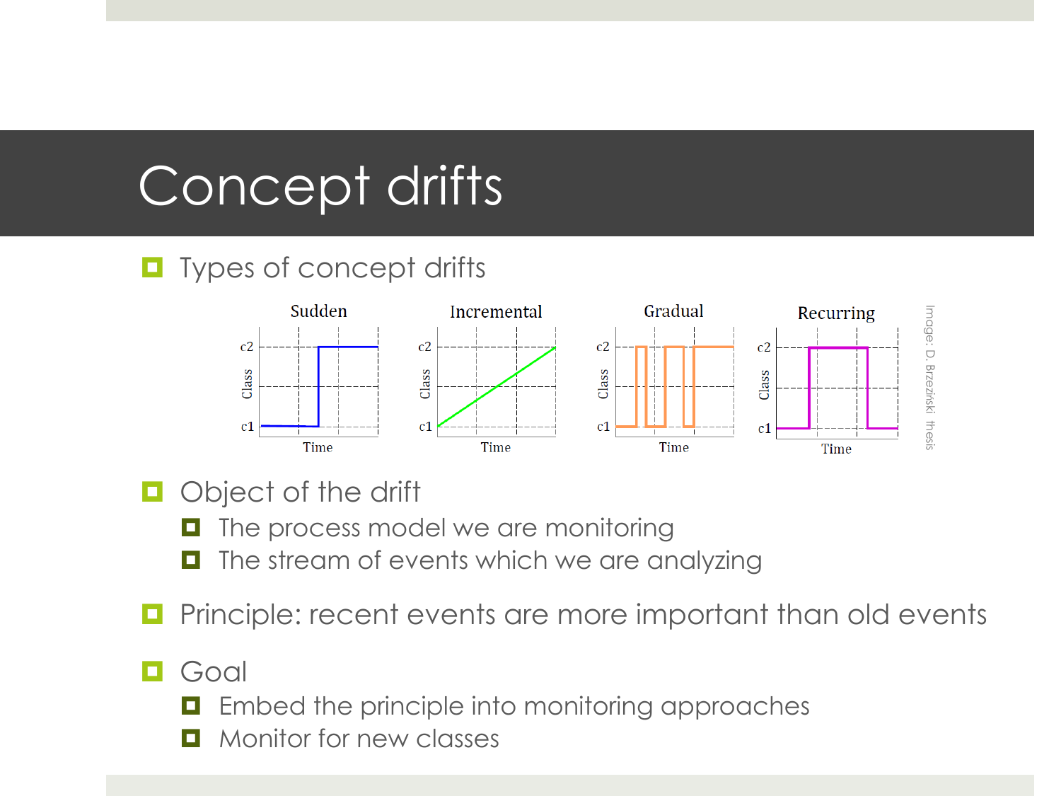# Concept drifts

- Types of concept drifts

Sudden

c2

Class

c1

Time

Incremental

c2

Class

c1

Time

Gradual

c2

Class

c1

Time

Recurring

c2

Class

c1

Time

Image: D. Brzeziński thesis

- Object of the drift
  - The process model we are monitoring
  - The stream of events which we are analyzing
- Principle: recent events are more important than old events
- Goal
  - Embed the principle into monitoring approaches
  - Monitor for new classes